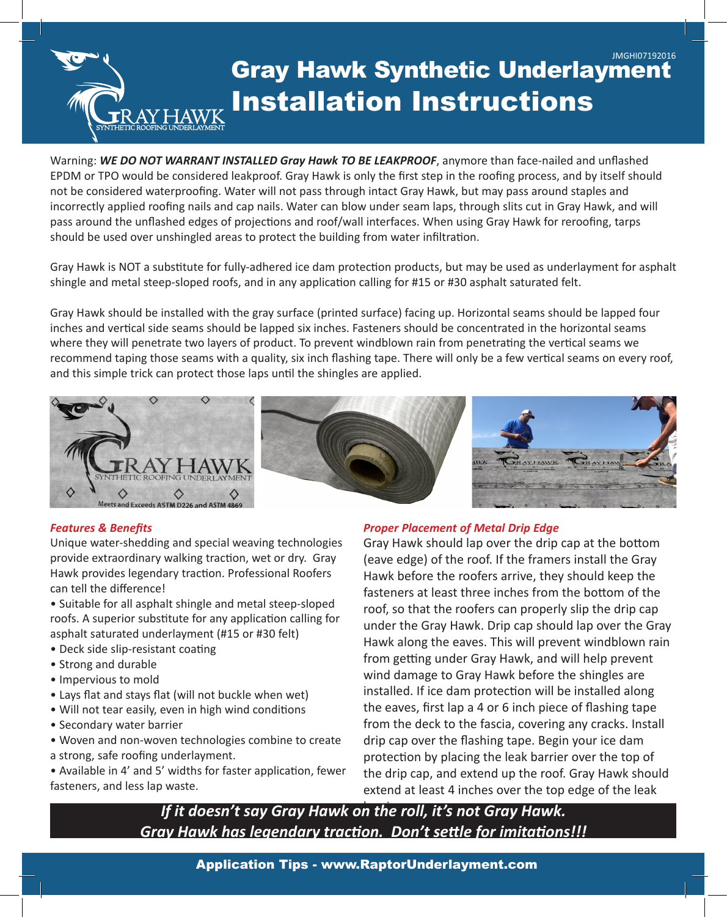JMGHI07192016

# Gray Hawk Synthetic Underlayment Installation Instructions

Warning: ***WE DO NOT WARRANT INSTALLED Gray Hawk TO BE LEAKPROOF***, anymore than face-nailed and unflashed EPDM or TPO would be considered leakproof. Gray Hawk is only the first step in the roofing process, and by itself should not be considered waterproofing. Water will not pass through intact Gray Hawk, but may pass around staples and incorrectly applied roofing nails and cap nails. Water can blow under seam laps, through slits cut in Gray Hawk, and will pass around the unflashed edges of projections and roof/wall interfaces. When using Gray Hawk for reroofing, tarps should be used over unshingled areas to protect the building from water infiltration.

Gray Hawk is NOT a substitute for fully-adhered ice dam protection products, but may be used as underlayment for asphalt shingle and metal steep-sloped roofs, and in any application calling for #15 or #30 asphalt saturated felt.

Gray Hawk should be installed with the gray surface (printed surface) facing up. Horizontal seams should be lapped four inches and vertical side seams should be lapped six inches. Fasteners should be concentrated in the horizontal seams where they will penetrate two layers of product. To prevent windblown rain from penetrating the vertical seams we recommend taping those seams with a quality, six inch flashing tape. There will only be a few vertical seams on every roof, and this simple trick can protect those laps until the shingles are applied.

### *Features & Benefits*

Unique water-shedding and special weaving technologies provide extraordinary walking traction, wet or dry. Gray Hawk provides legendary traction. Professional Roofers can tell the difference!

- Suitable for all asphalt shingle and metal steep-sloped roofs. A superior substitute for any application calling for asphalt saturated underlayment (#15 or #30 felt)
- Deck side slip-resistant coating
- Strong and durable
- Impervious to mold
- Lays flat and stays flat (will not buckle when wet)
- Will not tear easily, even in high wind conditions
- Secondary water barrier
- Woven and non-woven technologies combine to create a strong, safe roofing underlayment.
- Available in 4' and 5' widths for faster application, fewer fasteners, and less lap waste.

### *Proper Placement of Metal Drip Edge*

Gray Hawk should lap over the drip cap at the bottom (eave edge) of the roof. If the framers install the Gray Hawk before the roofers arrive, they should keep the fasteners at least three inches from the bottom of the roof, so that the roofers can properly slip the drip cap under the Gray Hawk. Drip cap should lap over the Gray Hawk along the eaves. This will prevent windblown rain from getting under Gray Hawk, and will help prevent wind damage to Gray Hawk before the shingles are installed. If ice dam protection will be installed along the eaves, first lap a 4 or 6 inch piece of flashing tape from the deck to the fascia, covering any cracks. Install drip cap over the flashing tape. Begin your ice dam protection by placing the leak barrier over the top of the drip cap, and extend up the roof. Gray Hawk should extend at least 4 inches over the top edge of the leak barrier.

***If it doesn't say Gray Hawk on the roll, it's not Gray Hawk.***
***Gray Hawk has legendary traction. Don't settle for imitations!!!***

**Application Tips - www.RaptorUnderlayment.com**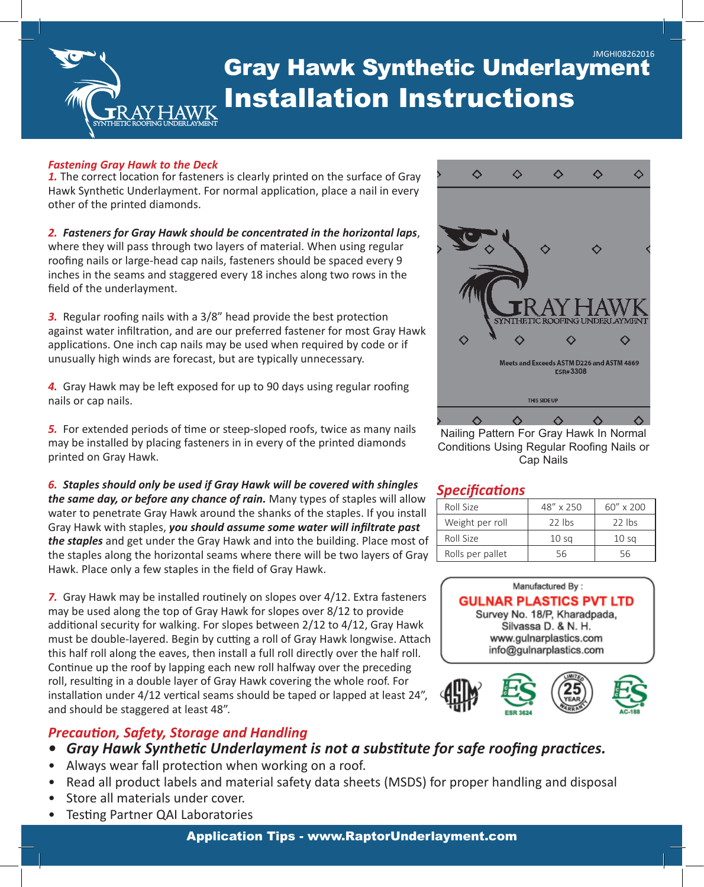JMGHI08262016

# Gray Hawk Synthetic Underlayment Installation Instructions

### *Fastening Gray Hawk to the Deck*

***1.*** The correct location for fasteners is clearly printed on the surface of Gray Hawk Synthetic Underlayment. For normal application, place a nail in every other of the printed diamonds.

***2. Fasteners for Gray Hawk should be concentrated in the horizontal laps***, where they will pass through two layers of material. When using regular roofing nails or large-head cap nails, fasteners should be spaced every 9 inches in the seams and staggered every 18 inches along two rows in the field of the underlayment.

***3.*** Regular roofing nails with a 3/8" head provide the best protection against water infiltration, and are our preferred fastener for most Gray Hawk applications. One inch cap nails may be used when required by code or if unusually high winds are forecast, but are typically unnecessary.

***4.*** Gray Hawk may be left exposed for up to 90 days using regular roofing nails or cap nails.

***5.*** For extended periods of time or steep-sloped roofs, twice as many nails may be installed by placing fasteners in in every of the printed diamonds printed on Gray Hawk.

***6. Staples should only be used if Gray Hawk will be covered with shingles the same day, or before any chance of rain.*** Many types of staples will allow water to penetrate Gray Hawk around the shanks of the staples. If you install Gray Hawk with staples, ***you should assume some water will infiltrate past the staples*** and get under the Gray Hawk and into the building. Place most of the staples along the horizontal seams where there will be two layers of Gray Hawk. Place only a few staples in the field of Gray Hawk.

***7.*** Gray Hawk may be installed routinely on slopes over 4/12. Extra fasteners may be used along the top of Gray Hawk for slopes over 8/12 to provide additional security for walking. For slopes between 2/12 to 4/12, Gray Hawk must be double-layered. Begin by cutting a roll of Gray Hawk longwise. Attach this half roll along the eaves, then install a full roll directly over the half roll. Continue up the roof by lapping each new roll halfway over the preceding roll, resulting in a double layer of Gray Hawk covering the whole roof. For installation under 4/12 vertical seams should be taped or lapped at least 24", and should be staggered at least 48".

GRAY HAWK
SYNTHETIC ROOFING UNDERLAYMENT
Meets and Exceeds ASTM D226 and ASTM 4869
ESR#3308
THIS SIDE UP

Nailing Pattern For Gray Hawk In Normal Conditions Using Regular Roofing Nails or Cap Nails

### *Specifications*

| | | |
|---|---|---|
| Roll Size | 48" x 250 | 60" x 200 |
| Weight per roll | 22 lbs | 22 lbs |
| Roll Size | 10 sq | 10 sq |
| Rolls per pallet | 56 | 56 |

Manufactured By :
**GULNAR PLASTICS PVT LTD**
Survey No. 18/P, Kharadpada,
Silvassa D. & N. H.
www.gulnarplastics.com
info@gulnarplastics.com

ESR 3624 | 25 YEAR LIMITED WARRANTY | AC-188

### *Precaution, Safety, Storage and Handling*

- ***Gray Hawk Synthetic Underlayment is not a substitute for safe roofing practices.***
- Always wear fall protection when working on a roof.
- Read all product labels and material safety data sheets (MSDS) for proper handling and disposal
- Store all materials under cover.
- Testing Partner QAI Laboratories

**Application Tips - www.RaptorUnderlayment.com**